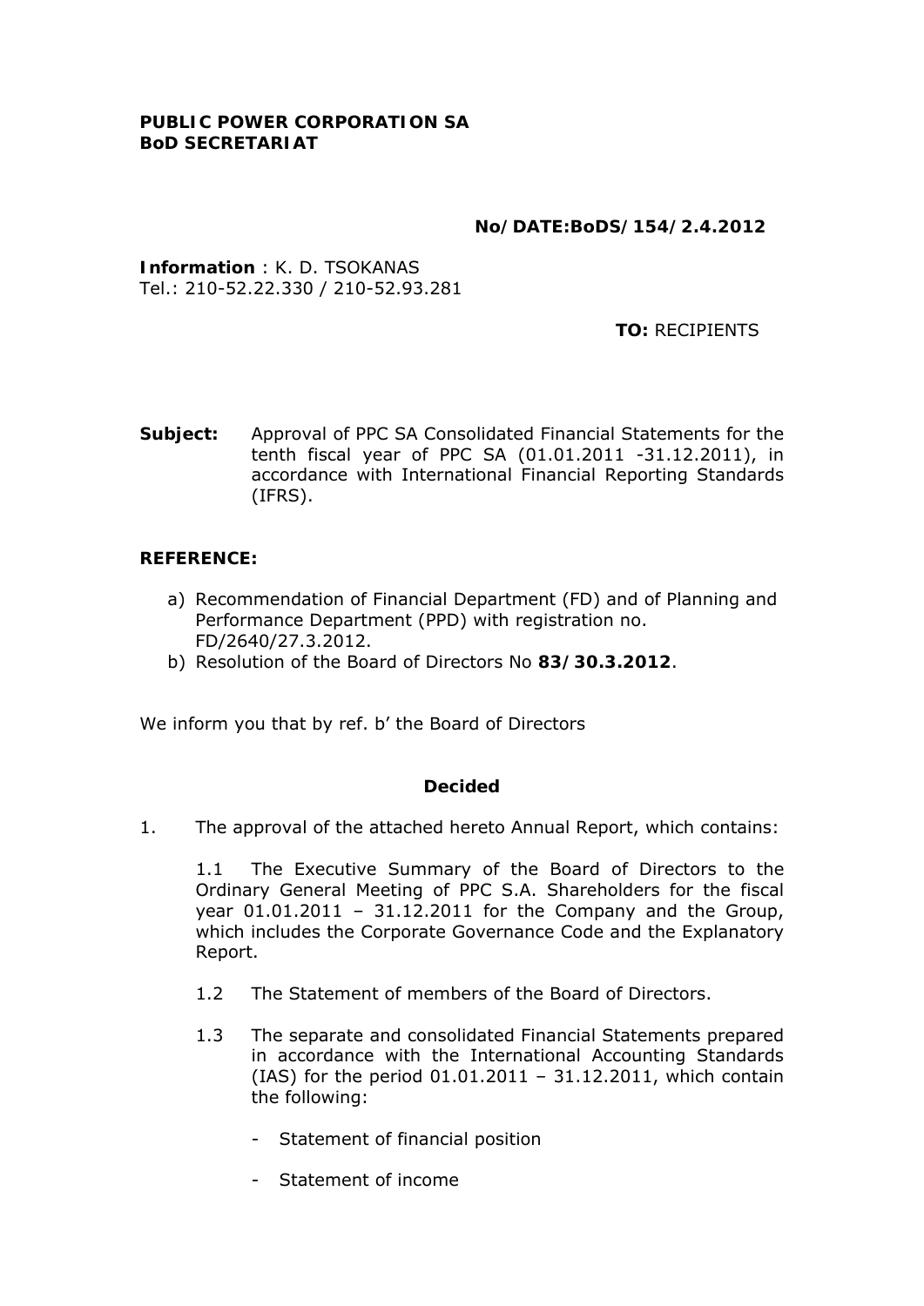**PUBLIC POWER CORPORATION SA**
**BoD SECRETARIAT**

**No/DATE:BoDS/154/2.4.2012**

**Information** : K. D. TSOKANAS
Tel.: 210-52.22.330 / 210-52.93.281

**TO:** RECIPIENTS

**Subject:** Approval of PPC SA Consolidated Financial Statements for the tenth fiscal year of PPC SA (01.01.2011 -31.12.2011), in accordance with International Financial Reporting Standards (IFRS).

**REFERENCE:**

a) Recommendation of Financial Department (FD) and of Planning and Performance Department (PPD) with registration no. FD/2640/27.3.2012.
b) Resolution of the Board of Directors No **83/30.3.2012**.

We inform you that by ref. b' the Board of Directors

**Decided**

1. The approval of the attached hereto Annual Report, which contains:

    1.1 The Executive Summary of the Board of Directors to the Ordinary General Meeting of PPC S.A. Shareholders for the fiscal year 01.01.2011 – 31.12.2011 for the Company and the Group, which includes the Corporate Governance Code and the Explanatory Report.

    1.2 The Statement of members of the Board of Directors.

    1.3 The separate and consolidated Financial Statements prepared in accordance with the International Accounting Standards (IAS) for the period 01.01.2011 – 31.12.2011, which contain the following:

    - Statement of financial position
    - Statement of income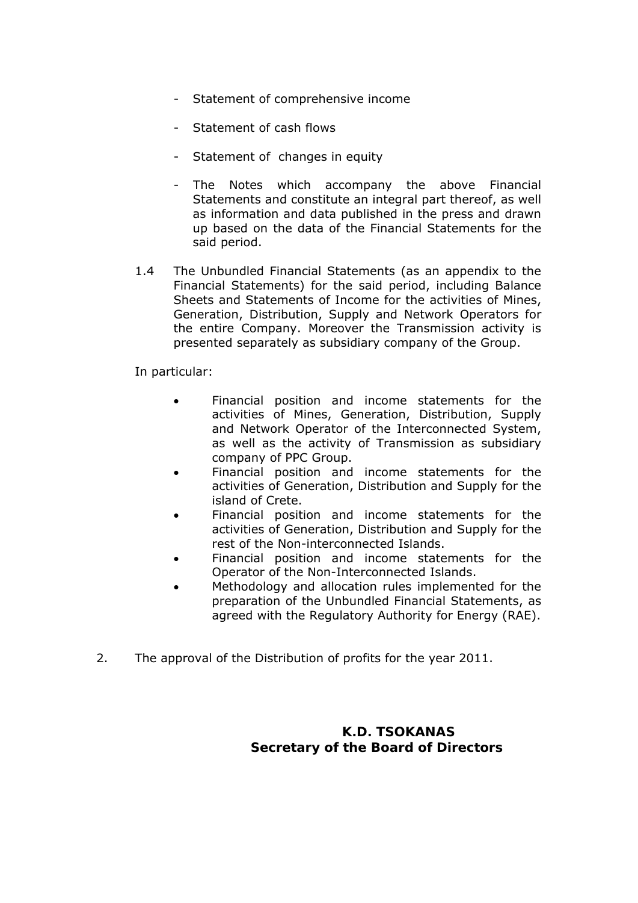- Statement of comprehensive income

- Statement of cash flows

- Statement of changes in equity

- The Notes which accompany the above Financial Statements and constitute an integral part thereof, as well as information and data published in the press and drawn up based on the data of the Financial Statements for the said period.

1.4 The Unbundled Financial Statements (as an appendix to the Financial Statements) for the said period, including Balance Sheets and Statements of Income for the activities of Mines, Generation, Distribution, Supply and Network Operators for the entire Company. Moreover the Transmission activity is presented separately as subsidiary company of the Group.

In particular:

- Financial position and income statements for the activities of Mines, Generation, Distribution, Supply and Network Operator of the Interconnected System, as well as the activity of Transmission as subsidiary company of PPC Group.
- Financial position and income statements for the activities of Generation, Distribution and Supply for the island of Crete.
- Financial position and income statements for the activities of Generation, Distribution and Supply for the rest of the Non-interconnected Islands.
- Financial position and income statements for the Operator of the Non-Interconnected Islands.
- Methodology and allocation rules implemented for the preparation of the Unbundled Financial Statements, as agreed with the Regulatory Authority for Energy (RAE).

2. The approval of the Distribution of profits for the year 2011.

**K.D. TSOKANAS**
**Secretary of the Board of Directors**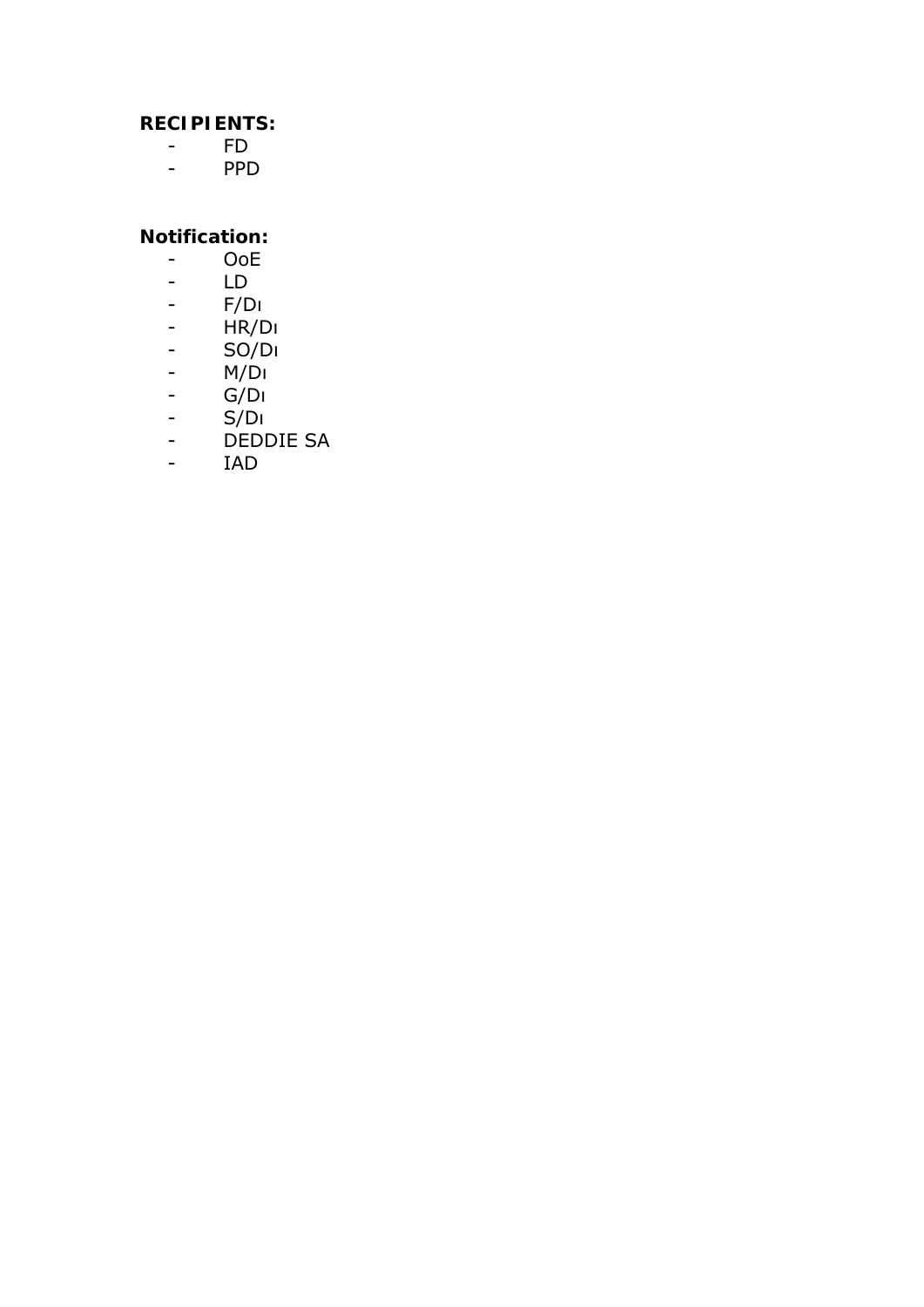**RECIPIENTS:**

- FD
- PPD

**Notification:**

- OoE
- LD
- F/Dı
- HR/Dı
- SO/Dı
- M/Dı
- G/Dı
- S/Dı
- DEDDIE SA
- IAD